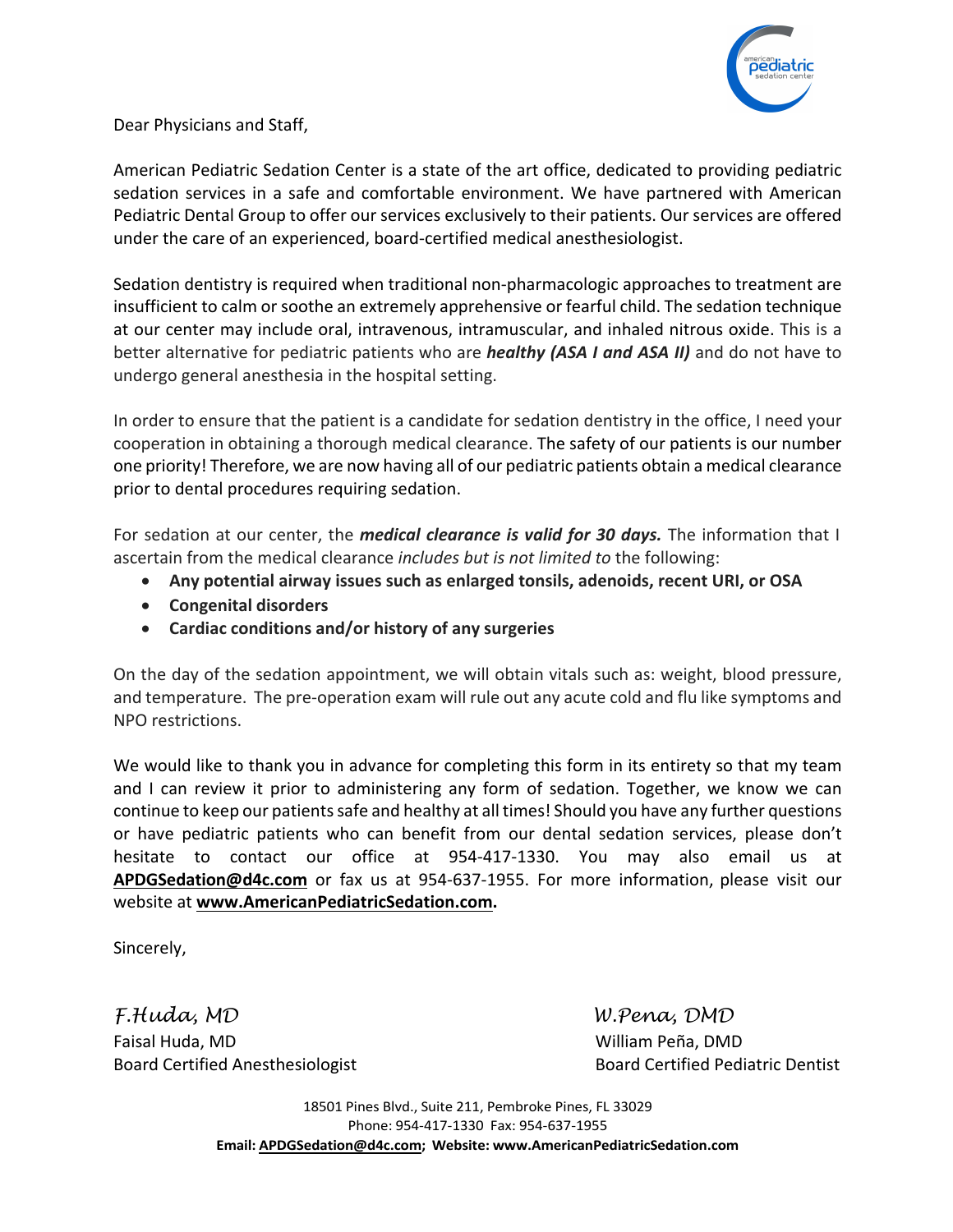Dear Physicians and Staff,

American Pediatric Sedation Center is a state of the art office, dedicated to providing pediatric sedation services in a safe and comfortable environment. We have partnered with American Pediatric Dental Group to offer our services exclusively to their patients. Our services are offered under the care of an experienced, board-certified medical anesthesiologist.

Sedation dentistry is required when traditional non-pharmacologic approaches to treatment are insufficient to calm or soothe an extremely apprehensive or fearful child. The sedation technique at our center may include oral, intravenous, intramuscular, and inhaled nitrous oxide. This is a better alternative for pediatric patients who are ***healthy (ASA I and ASA II)*** and do not have to undergo general anesthesia in the hospital setting.

In order to ensure that the patient is a candidate for sedation dentistry in the office, I need your cooperation in obtaining a thorough medical clearance. The safety of our patients is our number one priority! Therefore, we are now having all of our pediatric patients obtain a medical clearance prior to dental procedures requiring sedation.

For sedation at our center, the ***medical clearance is valid for 30 days.*** The information that I ascertain from the medical clearance *includes but is not limited to* the following:

- **Any potential airway issues such as enlarged tonsils, adenoids, recent URI, or OSA**
- **Congenital disorders**
- **Cardiac conditions and/or history of any surgeries**

On the day of the sedation appointment, we will obtain vitals such as: weight, blood pressure, and temperature. The pre-operation exam will rule out any acute cold and flu like symptoms and NPO restrictions.

We would like to thank you in advance for completing this form in its entirety so that my team and I can review it prior to administering any form of sedation. Together, we know we can continue to keep our patients safe and healthy at all times! Should you have any further questions or have pediatric patients who can benefit from our dental sedation services, please don't hesitate to contact our office at 954-417-1330. You may also email us at **APDGSedation@d4c.com** or fax us at 954-637-1955. For more information, please visit our website at **www.AmericanPediatricSedation.com.**

Sincerely,

*F.Huda, MD*
Faisal Huda, MD
Board Certified Anesthesiologist

*W.Pena, DMD*
William Peña, DMD
Board Certified Pediatric Dentist

18501 Pines Blvd., Suite 211, Pembroke Pines, FL 33029
Phone: 954-417-1330 Fax: 954-637-1955
**Email: APDGSedation@d4c.com; Website: www.AmericanPediatricSedation.com**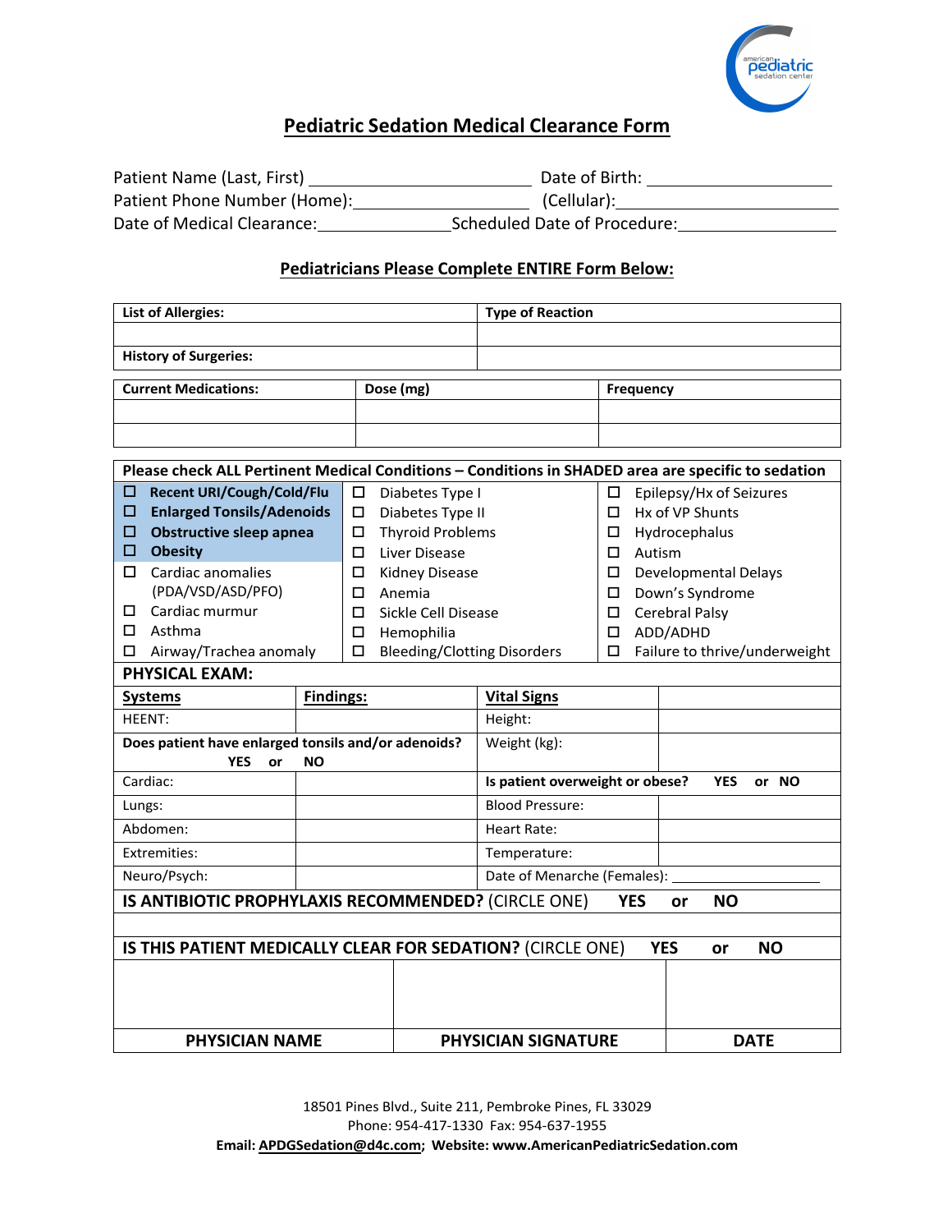# Pediatric Sedation Medical Clearance Form

Patient Name (Last, First) ________________________ Date of Birth: ____________________

Patient Phone Number (Home): ___________________ (Cellular): _______________________

Date of Medical Clearance: _______________ Scheduled Date of Procedure: _________________

## Pediatricians Please Complete ENTIRE Form Below:

| **List of Allergies:** | **Type of Reaction** |
|---|---|
| | |
| **History of Surgeries:** | |

| **Current Medications:** | **Dose (mg)** | **Frequency** |
|---|---|---|
| | | |
| | | |

**Please check ALL Pertinent Medical Conditions – Conditions in SHADED area are specific to sedation**

| | | |
|---|---|---|
| ☐ **Recent URI/Cough/Cold/Flu** | ☐ Diabetes Type I | ☐ Epilepsy/Hx of Seizures |
| ☐ **Enlarged Tonsils/Adenoids** | ☐ Diabetes Type II | ☐ Hx of VP Shunts |
| ☐ **Obstructive sleep apnea** | ☐ Thyroid Problems | ☐ Hydrocephalus |
| ☐ **Obesity** | ☐ Liver Disease | ☐ Autism |
| ☐ Cardiac anomalies (PDA/VSD/ASD/PFO) | ☐ Kidney Disease | ☐ Developmental Delays |
| | ☐ Anemia | ☐ Down's Syndrome |
| ☐ Cardiac murmur | ☐ Sickle Cell Disease | ☐ Cerebral Palsy |
| ☐ Asthma | ☐ Hemophilia | ☐ ADD/ADHD |
| ☐ Airway/Trachea anomaly | ☐ Bleeding/Clotting Disorders | ☐ Failure to thrive/underweight |

**PHYSICAL EXAM:**

| **Systems** | **Findings:** | **Vital Signs** | |
|---|---|---|---|
| HEENT: | | Height: | |
| **Does patient have enlarged tonsils and/or adenoids? YES or NO** | | Weight (kg): | |
| Cardiac: | | **Is patient overweight or obese? YES or NO** | |
| Lungs: | | Blood Pressure: | |
| Abdomen: | | Heart Rate: | |
| Extremities: | | Temperature: | |
| Neuro/Psych: | | Date of Menarche (Females): ____________ | |

**IS ANTIBIOTIC PROPHYLAXIS RECOMMENDED?** (CIRCLE ONE) **YES or NO**

**IS THIS PATIENT MEDICALLY CLEAR FOR SEDATION?** (CIRCLE ONE) **YES or NO**

| | | |
|---|---|---|
| | | |
| **PHYSICIAN NAME** | **PHYSICIAN SIGNATURE** | **DATE** |

18501 Pines Blvd., Suite 211, Pembroke Pines, FL 33029

Phone: 954-417-1330 Fax: 954-637-1955

**Email: APDGSedation@d4c.com; Website: www.AmericanPediatricSedation.com**